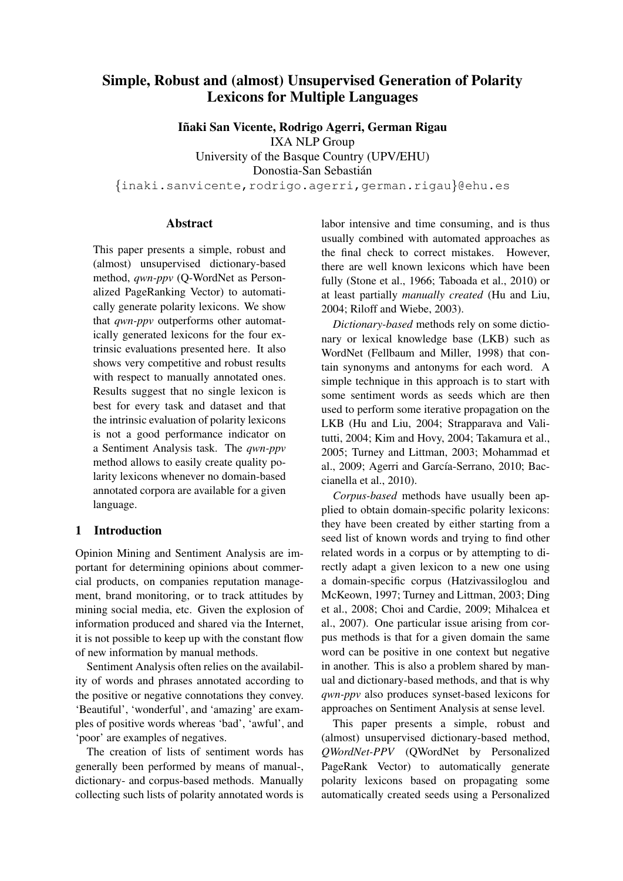# Simple, Robust and (almost) Unsupervised Generation of Polarity Lexicons for Multiple Languages

**Iñaki San Vicente, Rodrigo Agerri, German Rigau**
IXA NLP Group
University of the Basque Country (UPV/EHU)
Donostia-San Sebastián
{inaki.sanvicente,rodrigo.agerri,german.rigau}@ehu.es

## Abstract

This paper presents a simple, robust and (almost) unsupervised dictionary-based method, *qwn-ppv* (Q-WordNet as Personalized PageRanking Vector) to automatically generate polarity lexicons. We show that *qwn-ppv* outperforms other automatically generated lexicons for the four extrinsic evaluations presented here. It also shows very competitive and robust results with respect to manually annotated ones. Results suggest that no single lexicon is best for every task and dataset and that the intrinsic evaluation of polarity lexicons is not a good performance indicator on a Sentiment Analysis task. The *qwn-ppv* method allows to easily create quality polarity lexicons whenever no domain-based annotated corpora are available for a given language.

## 1 Introduction

Opinion Mining and Sentiment Analysis are important for determining opinions about commercial products, on companies reputation management, brand monitoring, or to track attitudes by mining social media, etc. Given the explosion of information produced and shared via the Internet, it is not possible to keep up with the constant flow of new information by manual methods.

Sentiment Analysis often relies on the availability of words and phrases annotated according to the positive or negative connotations they convey. 'Beautiful', 'wonderful', and 'amazing' are examples of positive words whereas 'bad', 'awful', and 'poor' are examples of negatives.

The creation of lists of sentiment words has generally been performed by means of manual-, dictionary- and corpus-based methods. Manually collecting such lists of polarity annotated words is labor intensive and time consuming, and is thus usually combined with automated approaches as the final check to correct mistakes. However, there are well known lexicons which have been fully (Stone et al., 1966; Taboada et al., 2010) or at least partially *manually created* (Hu and Liu, 2004; Riloff and Wiebe, 2003).

*Dictionary-based* methods rely on some dictionary or lexical knowledge base (LKB) such as WordNet (Fellbaum and Miller, 1998) that contain synonyms and antonyms for each word. A simple technique in this approach is to start with some sentiment words as seeds which are then used to perform some iterative propagation on the LKB (Hu and Liu, 2004; Strapparava and Valitutti, 2004; Kim and Hovy, 2004; Takamura et al., 2005; Turney and Littman, 2003; Mohammad et al., 2009; Agerri and García-Serrano, 2010; Baccianella et al., 2010).

*Corpus-based* methods have usually been applied to obtain domain-specific polarity lexicons: they have been created by either starting from a seed list of known words and trying to find other related words in a corpus or by attempting to directly adapt a given lexicon to a new one using a domain-specific corpus (Hatzivassiloglou and McKeown, 1997; Turney and Littman, 2003; Ding et al., 2008; Choi and Cardie, 2009; Mihalcea et al., 2007). One particular issue arising from corpus methods is that for a given domain the same word can be positive in one context but negative in another. This is also a problem shared by manual and dictionary-based methods, and that is why *qwn-ppv* also produces synset-based lexicons for approaches on Sentiment Analysis at sense level.

This paper presents a simple, robust and (almost) unsupervised dictionary-based method, *QWordNet-PPV* (QWordNet by Personalized PageRank Vector) to automatically generate polarity lexicons based on propagating some automatically created seeds using a Personalized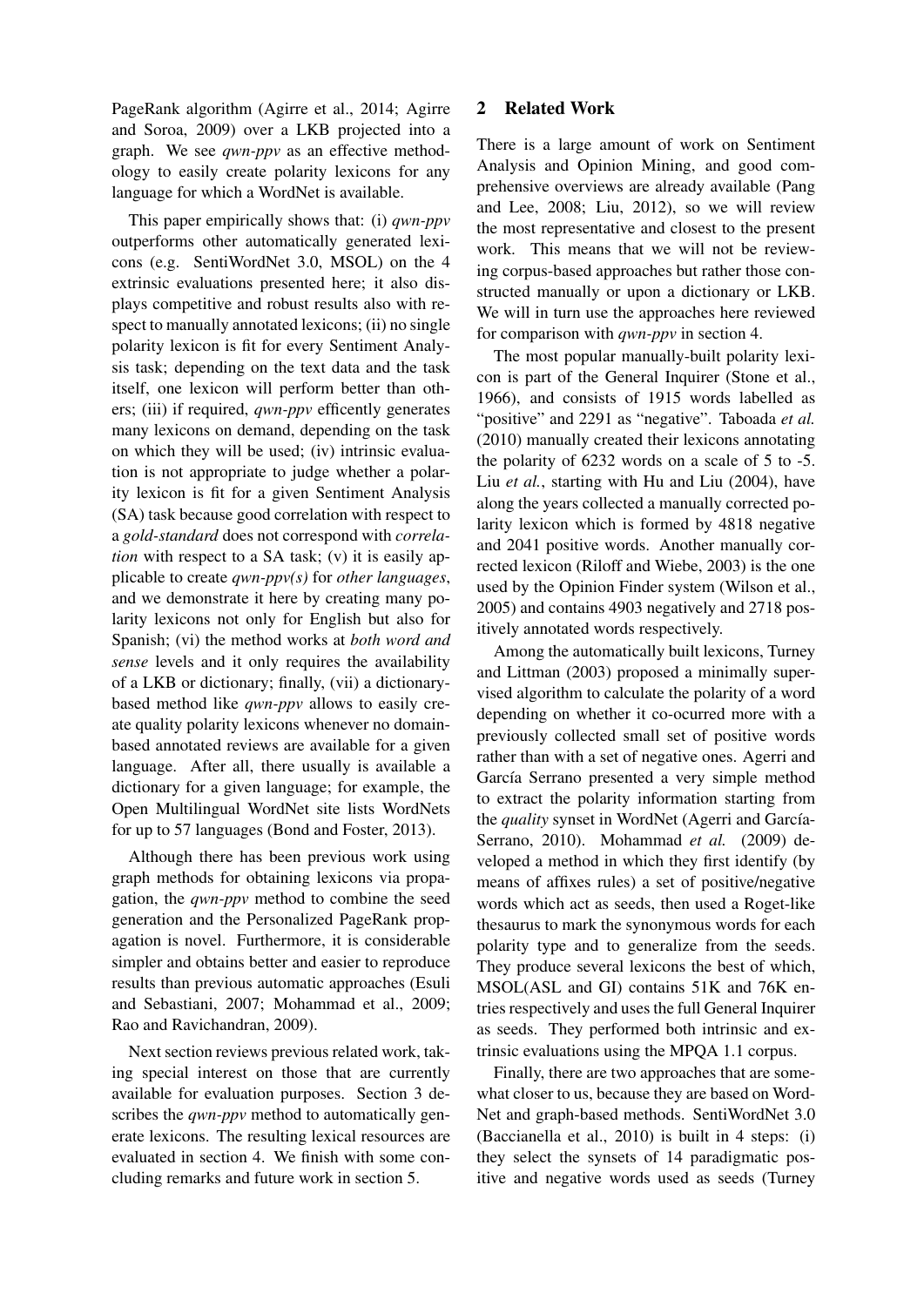PageRank algorithm (Agirre et al., 2014; Agirre and Soroa, 2009) over a LKB projected into a graph. We see *qwn-ppv* as an effective methodology to easily create polarity lexicons for any language for which a WordNet is available.

This paper empirically shows that: (i) *qwn-ppv* outperforms other automatically generated lexicons (e.g. SentiWordNet 3.0, MSOL) on the 4 extrinsic evaluations presented here; it also displays competitive and robust results also with respect to manually annotated lexicons; (ii) no single polarity lexicon is fit for every Sentiment Analysis task; depending on the text data and the task itself, one lexicon will perform better than others; (iii) if required, *qwn-ppv* efficently generates many lexicons on demand, depending on the task on which they will be used; (iv) intrinsic evaluation is not appropriate to judge whether a polarity lexicon is fit for a given Sentiment Analysis (SA) task because good correlation with respect to a *gold-standard* does not correspond with *correlation* with respect to a SA task; (v) it is easily applicable to create *qwn-ppv(s)* for *other languages*, and we demonstrate it here by creating many polarity lexicons not only for English but also for Spanish; (vi) the method works at *both word and sense* levels and it only requires the availability of a LKB or dictionary; finally, (vii) a dictionary-based method like *qwn-ppv* allows to easily create quality polarity lexicons whenever no domain-based annotated reviews are available for a given language. After all, there usually is available a dictionary for a given language; for example, the Open Multilingual WordNet site lists WordNets for up to 57 languages (Bond and Foster, 2013).

Although there has been previous work using graph methods for obtaining lexicons via propagation, the *qwn-ppv* method to combine the seed generation and the Personalized PageRank propagation is novel. Furthermore, it is considerable simpler and obtains better and easier to reproduce results than previous automatic approaches (Esuli and Sebastiani, 2007; Mohammad et al., 2009; Rao and Ravichandran, 2009).

Next section reviews previous related work, taking special interest on those that are currently available for evaluation purposes. Section 3 describes the *qwn-ppv* method to automatically generate lexicons. The resulting lexical resources are evaluated in section 4. We finish with some concluding remarks and future work in section 5.

## 2 Related Work

There is a large amount of work on Sentiment Analysis and Opinion Mining, and good comprehensive overviews are already available (Pang and Lee, 2008; Liu, 2012), so we will review the most representative and closest to the present work. This means that we will not be reviewing corpus-based approaches but rather those constructed manually or upon a dictionary or LKB. We will in turn use the approaches here reviewed for comparison with *qwn-ppv* in section 4.

The most popular manually-built polarity lexicon is part of the General Inquirer (Stone et al., 1966), and consists of 1915 words labelled as "positive" and 2291 as "negative". Taboada *et al.* (2010) manually created their lexicons annotating the polarity of 6232 words on a scale of 5 to -5. Liu *et al.*, starting with Hu and Liu (2004), have along the years collected a manually corrected polarity lexicon which is formed by 4818 negative and 2041 positive words. Another manually corrected lexicon (Riloff and Wiebe, 2003) is the one used by the Opinion Finder system (Wilson et al., 2005) and contains 4903 negatively and 2718 positively annotated words respectively.

Among the automatically built lexicons, Turney and Littman (2003) proposed a minimally supervised algorithm to calculate the polarity of a word depending on whether it co-ocurred more with a previously collected small set of positive words rather than with a set of negative ones. Agerri and García Serrano presented a very simple method to extract the polarity information starting from the *quality* synset in WordNet (Agerri and García-Serrano, 2010). Mohammad *et al.* (2009) developed a method in which they first identify (by means of affixes rules) a set of positive/negative words which act as seeds, then used a Roget-like thesaurus to mark the synonymous words for each polarity type and to generalize from the seeds. They produce several lexicons the best of which, MSOL(ASL and GI) contains 51K and 76K entries respectively and uses the full General Inquirer as seeds. They performed both intrinsic and extrinsic evaluations using the MPQA 1.1 corpus.

Finally, there are two approaches that are somewhat closer to us, because they are based on WordNet and graph-based methods. SentiWordNet 3.0 (Baccianella et al., 2010) is built in 4 steps: (i) they select the synsets of 14 paradigmatic positive and negative words used as seeds (Turney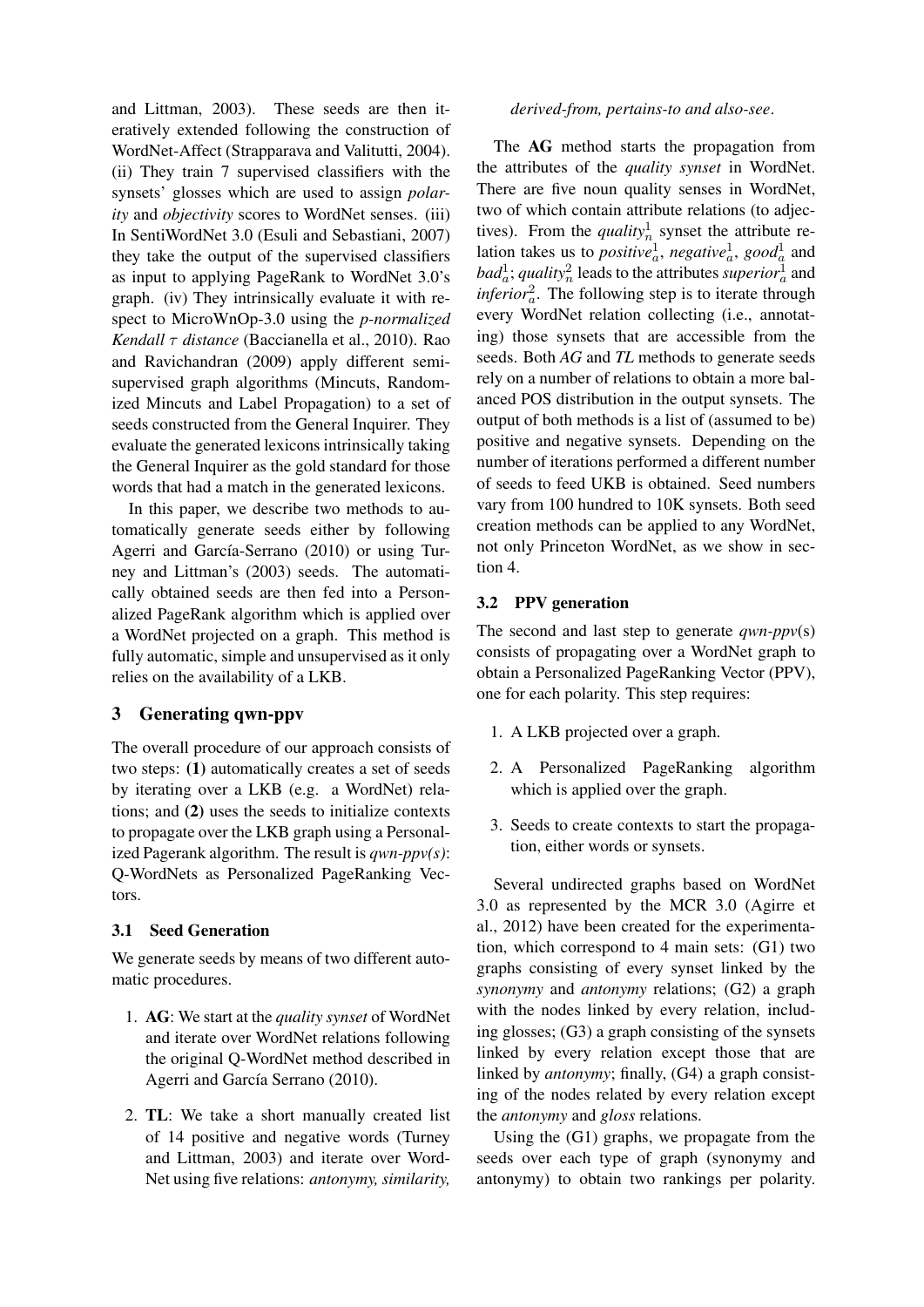and Littman, 2003). These seeds are then iteratively extended following the construction of WordNet-Affect (Strapparava and Valitutti, 2004). (ii) They train 7 supervised classifiers with the synsets' glosses which are used to assign *polarity* and *objectivity* scores to WordNet senses. (iii) In SentiWordNet 3.0 (Esuli and Sebastiani, 2007) they take the output of the supervised classifiers as input to applying PageRank to WordNet 3.0's graph. (iv) They intrinsically evaluate it with respect to MicroWnOp-3.0 using the *p-normalized Kendall $\tau$ distance* (Baccianella et al., 2010). Rao and Ravichandran (2009) apply different semi-supervised graph algorithms (Mincuts, Randomized Mincuts and Label Propagation) to a set of seeds constructed from the General Inquirer. They evaluate the generated lexicons intrinsically taking the General Inquirer as the gold standard for those words that had a match in the generated lexicons.

In this paper, we describe two methods to automatically generate seeds either by following Agerri and García-Serrano (2010) or using Turney and Littman's (2003) seeds. The automatically obtained seeds are then fed into a Personalized PageRank algorithm which is applied over a WordNet projected on a graph. This method is fully automatic, simple and unsupervised as it only relies on the availability of a LKB.

## 3 Generating qwn-ppv

The overall procedure of our approach consists of two steps: **(1)** automatically creates a set of seeds by iterating over a LKB (e.g. a WordNet) relations; and **(2)** uses the seeds to initialize contexts to propagate over the LKB graph using a Personalized Pagerank algorithm. The result is *qwn-ppv(s)*: Q-WordNets as Personalized PageRanking Vectors.

### 3.1 Seed Generation

We generate seeds by means of two different automatic procedures.

1. **AG**: We start at the *quality synset* of WordNet and iterate over WordNet relations following the original Q-WordNet method described in Agerri and García Serrano (2010).

2. **TL**: We take a short manually created list of 14 positive and negative words (Turney and Littman, 2003) and iterate over WordNet using five relations: *antonymy, similarity, derived-from, pertains-to and also-see*.

The **AG** method starts the propagation from the attributes of the *quality synset* in WordNet. There are five noun quality senses in WordNet, two of which contain attribute relations (to adjectives). From the $quality^1_n$ synset the attribute relation takes us to $positive^1_a$, $negative^1_a$, $good^1_a$ and $bad^1_a$; $quality^2_n$ leads to the attributes $superior^1_a$ and $inferior^2_a$. The following step is to iterate through every WordNet relation collecting (i.e., annotating) those synsets that are accessible from the seeds. Both *AG* and *TL* methods to generate seeds rely on a number of relations to obtain a more balanced POS distribution in the output synsets. The output of both methods is a list of (assumed to be) positive and negative synsets. Depending on the number of iterations performed a different number of seeds to feed UKB is obtained. Seed numbers vary from 100 hundred to 10K synsets. Both seed creation methods can be applied to any WordNet, not only Princeton WordNet, as we show in section 4.

### 3.2 PPV generation

The second and last step to generate *qwn-ppv*(s) consists of propagating over a WordNet graph to obtain a Personalized PageRanking Vector (PPV), one for each polarity. This step requires:

1. A LKB projected over a graph.

2. A Personalized PageRanking algorithm which is applied over the graph.

3. Seeds to create contexts to start the propagation, either words or synsets.

Several undirected graphs based on WordNet 3.0 as represented by the MCR 3.0 (Agirre et al., 2012) have been created for the experimentation, which correspond to 4 main sets: (G1) two graphs consisting of every synset linked by the *synonymy* and *antonymy* relations; (G2) a graph with the nodes linked by every relation, including glosses; (G3) a graph consisting of the synsets linked by every relation except those that are linked by *antonymy*; finally, (G4) a graph consisting of the nodes related by every relation except the *antonymy* and *gloss* relations.

Using the (G1) graphs, we propagate from the seeds over each type of graph (synonymy and antonymy) to obtain two rankings per polarity.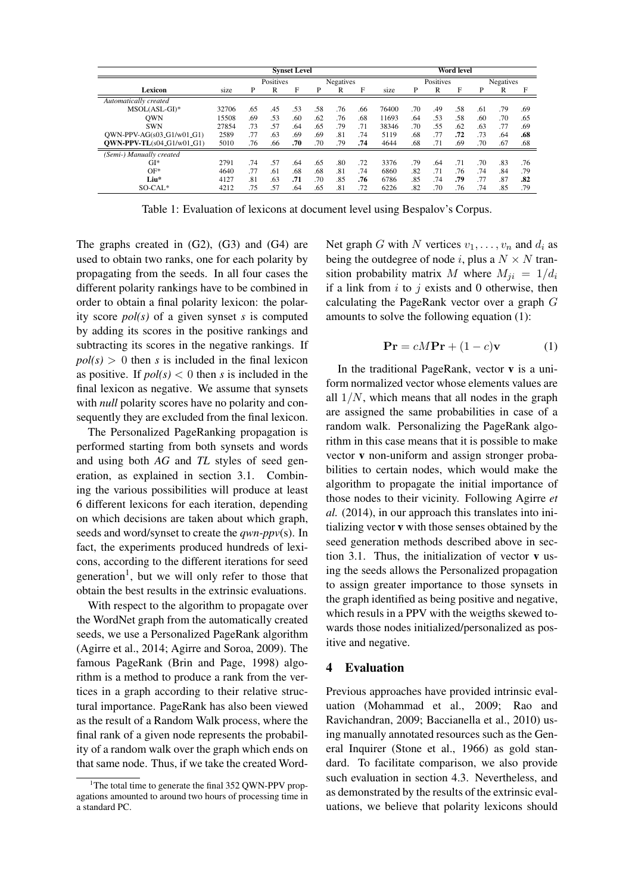| | | Synset Level | | | | | | | Word level | | | | | | |
|---|---|---|---|---|---|---|---|---|---|---|---|---|---|---|---|
| | | Positives | | | Negatives | | | | Positives | | | Negatives | | | |
| **Lexicon** | size | P | R | F | P | R | F | size | P | R | F | P | R | F | |
| *Automatically created* | | | | | | | | | | | | | | | |
| MSOL(ASL-GI)* | 32706 | .65 | .45 | .53 | .58 | .76 | .66 | 76400 | .70 | .49 | .58 | .61 | .79 | .69 | |
| QWN | 15508 | .69 | .53 | .60 | .62 | .76 | .68 | 11693 | .64 | .53 | .58 | .60 | .70 | .65 | |
| SWN | 27854 | .73 | .57 | .64 | .65 | .79 | .71 | 38346 | .70 | .55 | .62 | .63 | .77 | .69 | |
| QWN-PPV-AG(s03_G1/w01_G1) | 2589 | .77 | .63 | .69 | .69 | .81 | .74 | 5119 | .68 | .77 | **.72** | .73 | .64 | **.68** | |
| **QWN-PPV-TL**(s04_G1/w01_G1) | 5010 | .76 | .66 | **.70** | .70 | .79 | **.74** | 4644 | .68 | .71 | .69 | .70 | .67 | .68 | |
| *(Semi-) Manually created* | | | | | | | | | | | | | | | |
| GI* | 2791 | .74 | .57 | .64 | .65 | .80 | .72 | 3376 | .79 | .64 | .71 | .70 | .83 | .76 | |
| OF* | 4640 | .77 | .61 | .68 | .68 | .81 | .74 | 6860 | .82 | .71 | .76 | .74 | .84 | .79 | |
| **Liu*** | 4127 | .81 | .63 | **.71** | .70 | .85 | **.76** | 6786 | .85 | .74 | **.79** | .77 | .87 | **.82** | |
| SO-CAL* | 4212 | .75 | .57 | .64 | .65 | .81 | .72 | 6226 | .82 | .70 | .76 | .74 | .85 | .79 | |

Table 1: Evaluation of lexicons at document level using Bespalov's Corpus.

The graphs created in (G2), (G3) and (G4) are used to obtain two ranks, one for each polarity by propagating from the seeds. In all four cases the different polarity rankings have to be combined in order to obtain a final polarity lexicon: the polarity score *pol(s)* of a given synset *s* is computed by adding its scores in the positive rankings and subtracting its scores in the negative rankings. If $pol(s) > 0$ then *s* is included in the final lexicon as positive. If $pol(s) < 0$ then *s* is included in the final lexicon as negative. We assume that synsets with *null* polarity scores have no polarity and consequently they are excluded from the final lexicon.

The Personalized PageRanking propagation is performed starting from both synsets and words and using both *AG* and *TL* styles of seed generation, as explained in section 3.1. Combining the various possibilities will produce at least 6 different lexicons for each iteration, depending on which decisions are taken about which graph, seeds and word/synset to create the *qwn-ppv*(s). In fact, the experiments produced hundreds of lexicons, according to the different iterations for seed generation[1], but we will only refer to those that obtain the best results in the extrinsic evaluations.

With respect to the algorithm to propagate over the WordNet graph from the automatically created seeds, we use a Personalized PageRank algorithm (Agirre et al., 2014; Agirre and Soroa, 2009). The famous PageRank (Brin and Page, 1998) algorithm is a method to produce a rank from the vertices in a graph according to their relative structural importance. PageRank has also been viewed as the result of a Random Walk process, where the final rank of a given node represents the probability of a random walk over the graph which ends on that same node. Thus, if we take the created WordNet graph $G$ with $N$ vertices $v_1, \ldots, v_n$ and $d_i$ as being the outdegree of node $i$, plus a $N \times N$ transition probability matrix $M$ where $M_{ji} = 1/d_i$ if a link from $i$ to $j$ exists and 0 otherwise, then calculating the PageRank vector over a graph $G$ amounts to solve the following equation (1):

$$\mathbf{Pr} = cM\mathbf{Pr} + (1 - c)\mathbf{v} \qquad (1)$$

In the traditional PageRank, vector $\mathbf{v}$ is a uniform normalized vector whose elements values are all $1/N$, which means that all nodes in the graph are assigned the same probabilities in case of a random walk. Personalizing the PageRank algorithm in this case means that it is possible to make vector $\mathbf{v}$ non-uniform and assign stronger probabilities to certain nodes, which would make the algorithm to propagate the initial importance of those nodes to their vicinity. Following Agirre *et al.* (2014), in our approach this translates into initializing vector $\mathbf{v}$ with those senses obtained by the seed generation methods described above in section 3.1. Thus, the initialization of vector $\mathbf{v}$ using the seeds allows the Personalized propagation to assign greater importance to those synsets in the graph identified as being positive and negative, which resuls in a PPV with the weigths skewed towards those nodes initialized/personalized as positive and negative.

## 4 Evaluation

Previous approaches have provided intrinsic evaluation (Mohammad et al., 2009; Rao and Ravichandran, 2009; Baccianella et al., 2010) using manually annotated resources such as the General Inquirer (Stone et al., 1966) as gold standard. To facilitate comparison, we also provide such evaluation in section 4.3. Nevertheless, and as demonstrated by the results of the extrinsic evaluations, we believe that polarity lexicons should

[1] The total time to generate the final 352 QWN-PPV propagations amounted to around two hours of processing time in a standard PC.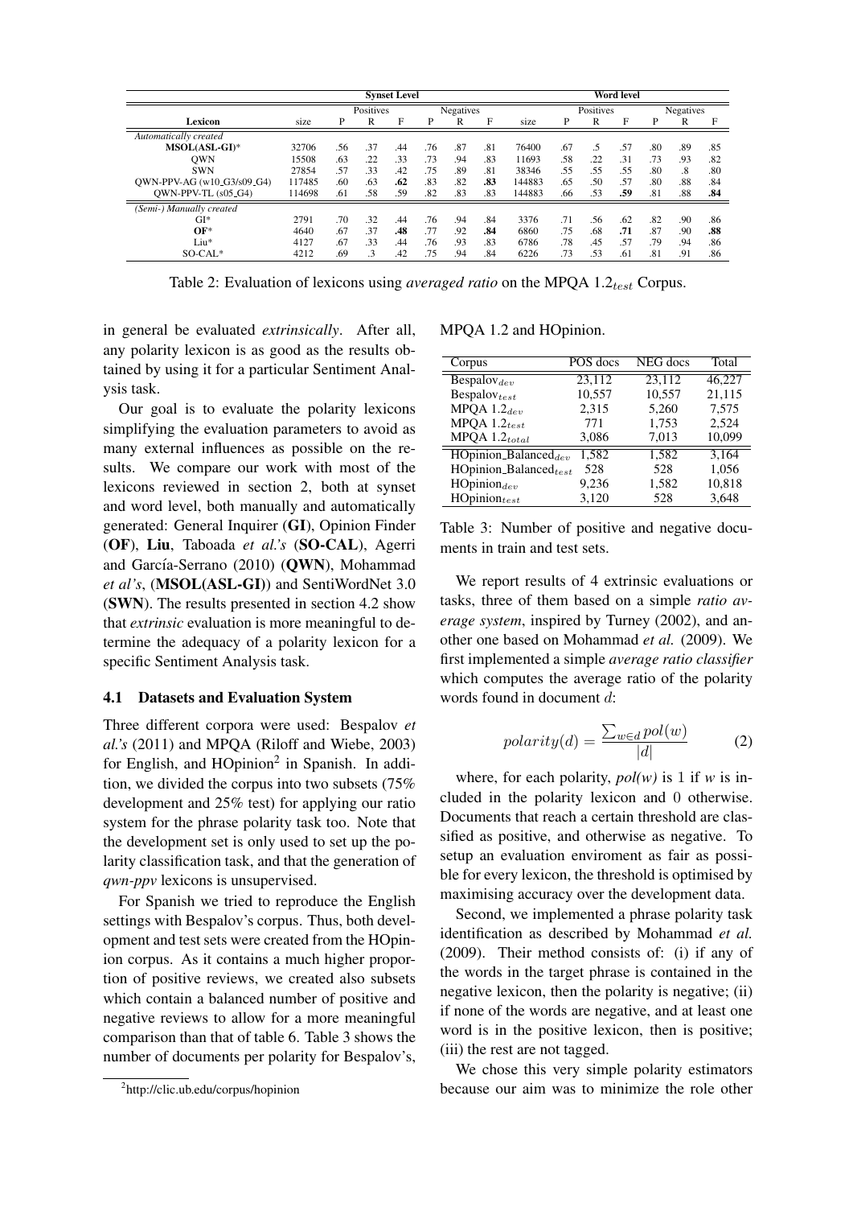| | Synset Level | | | | | | | Word level | | | | | | |
|---|---|---|---|---|---|---|---|---|---|---|---|---|---|---|
| | | Positives | | | Negatives | | | | Positives | | | Negatives | | |
| **Lexicon** | size | P | R | F | P | R | F | size | P | R | F | P | R | F |
| *Automatically created* | | | | | | | | | | | | | | |
| **MSOL(ASL-GI)*** | 32706 | .56 | .37 | .44 | .76 | .87 | .81 | 76400 | .67 | .5 | .57 | .80 | .89 | .85 |
| QWN | 15508 | .63 | .22 | .33 | .73 | .94 | .83 | 11693 | .58 | .22 | .31 | .73 | .93 | .82 |
| SWN | 27854 | .57 | .33 | .42 | .75 | .89 | .81 | 38346 | .55 | .55 | .55 | .80 | .8 | .80 |
| QWN-PPV-AG (w10_G3/s09_G4) | 117485 | .60 | .63 | .62 | .83 | .82 | .83 | 144883 | .65 | .50 | .57 | .80 | .88 | .84 |
| QWN-PPV-TL (s05_G4) | 114698 | .61 | .58 | .59 | .82 | .83 | .83 | 144883 | .66 | .53 | **.59** | .81 | .88 | **.84** |
| *(Semi-) Manually created* | | | | | | | | | | | | | | |
| GI* | 2791 | .70 | .32 | .44 | .76 | .94 | .84 | 3376 | .71 | .56 | .62 | .82 | .90 | .86 |
| **OF*** | 4640 | .67 | .37 | **.48** | .77 | .92 | **.84** | 6860 | .75 | .68 | **.71** | .87 | .90 | **.88** |
| Liu* | 4127 | .67 | .33 | .44 | .76 | .93 | .83 | 6786 | .78 | .45 | .57 | .79 | .94 | .86 |
| SO-CAL* | 4212 | .69 | .3 | .42 | .75 | .94 | .84 | 6226 | .73 | .53 | .61 | .81 | .91 | .86 |

Table 2: Evaluation of lexicons using *averaged ratio* on the MPQA $1.2_{test}$ Corpus.

in general be evaluated *extrinsically*. After all, any polarity lexicon is as good as the results obtained by using it for a particular Sentiment Analysis task.

Our goal is to evaluate the polarity lexicons simplifying the evaluation parameters to avoid as many external influences as possible on the results. We compare our work with most of the lexicons reviewed in section 2, both at synset and word level, both manually and automatically generated: General Inquirer (**GI**), Opinion Finder (**OF**), **Liu**, Taboada *et al.'s* (**SO-CAL**), Agerri and García-Serrano (2010) (**QWN**), Mohammad *et al's*, (**MSOL(ASL-GI)**) and SentiWordNet 3.0 (**SWN**). The results presented in section 4.2 show that *extrinsic* evaluation is more meaningful to determine the adequacy of a polarity lexicon for a specific Sentiment Analysis task.

### 4.1 Datasets and Evaluation System

Three different corpora were used: Bespalov *et al.'s* (2011) and MPQA (Riloff and Wiebe, 2003) for English, and HOpinion[2] in Spanish. In addition, we divided the corpus into two subsets (75% development and 25% test) for applying our ratio system for the phrase polarity task too. Note that the development set is only used to set up the polarity classification task, and that the generation of *qwn-ppv* lexicons is unsupervised.

For Spanish we tried to reproduce the English settings with Bespalov's corpus. Thus, both development and test sets were created from the HOpinion corpus. As it contains a much higher proportion of positive reviews, we created also subsets which contain a balanced number of positive and negative reviews to allow for a more meaningful comparison than that of table 6. Table 3 shows the number of documents per polarity for Bespalov's, MPQA 1.2 and HOpinion.

[2] http://clic.ub.edu/corpus/hopinion

| Corpus | POS docs | NEG docs | Total |
|---|---|---|---|
| $\text{Bespalov}_{dev}$ | 23,112 | 23,112 | 46,227 |
| $\text{Bespalov}_{test}$ | 10,557 | 10,557 | 21,115 |
| MPQA $1.2_{dev}$ | 2,315 | 5,260 | 7,575 |
| MPQA $1.2_{test}$ | 771 | 1,753 | 2,524 |
| MPQA $1.2_{total}$ | 3,086 | 7,013 | 10,099 |
| $\text{HOpinion\_Balanced}_{dev}$ | 1,582 | 1,582 | 3,164 |
| $\text{HOpinion\_Balanced}_{test}$ | 528 | 528 | 1,056 |
| $\text{HOpinion}_{dev}$ | 9,236 | 1,582 | 10,818 |
| $\text{HOpinion}_{test}$ | 3,120 | 528 | 3,648 |

Table 3: Number of positive and negative documents in train and test sets.

We report results of 4 extrinsic evaluations or tasks, three of them based on a simple *ratio average system*, inspired by Turney (2002), and another one based on Mohammad *et al.* (2009). We first implemented a simple *average ratio classifier* which computes the average ratio of the polarity words found in document $d$:

$$polarity(d) = \frac{\sum_{w \in d} pol(w)}{|d|} \tag{2}$$

where, for each polarity, *pol(w)* is 1 if *w* is included in the polarity lexicon and 0 otherwise. Documents that reach a certain threshold are classified as positive, and otherwise as negative. To setup an evaluation enviroment as fair as possible for every lexicon, the threshold is optimised by maximising accuracy over the development data.

Second, we implemented a phrase polarity task identification as described by Mohammad *et al.* (2009). Their method consists of: (i) if any of the words in the target phrase is contained in the negative lexicon, then the polarity is negative; (ii) if none of the words are negative, and at least one word is in the positive lexicon, then is positive; (iii) the rest are not tagged.

We chose this very simple polarity estimators because our aim was to minimize the role other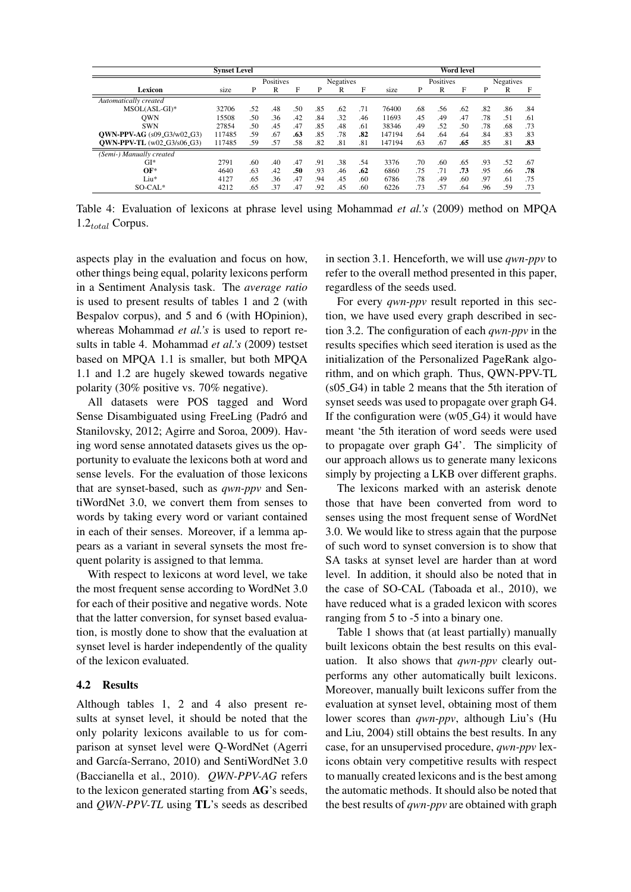| Synset Level | | | | | | | | Word level | | | | | | |
|---|---|---|---|---|---|---|---|---|---|---|---|---|---|---|
| | | Positives | | | Negatives | | | | Positives | | | Negatives | | |
| Lexicon | size | P | R | F | P | R | F | size | P | R | F | P | R | F |
| *Automatically created* | | | | | | | | | | | | | | |
| MSOL(ASL-GI)* | 32706 | .52 | .48 | .50 | .85 | .62 | .71 | 76400 | .68 | .56 | .62 | .82 | .86 | .84 |
| QWN | 15508 | .50 | .36 | .42 | .84 | .32 | .46 | 11693 | .45 | .49 | .47 | .78 | .51 | .61 |
| SWN | 27854 | .50 | .45 | .47 | .85 | .48 | .61 | 38346 | .49 | .52 | .50 | .78 | .68 | .73 |
| **QWN-PPV-AG** (s09_G3/w02_G3) | 117485 | .59 | .67 | **.63** | .85 | .78 | **.82** | 147194 | .64 | .64 | .64 | .84 | .83 | .83 |
| **QWN-PPV-TL** (w02_G3/s06_G3) | 117485 | .59 | .57 | .58 | .82 | .81 | .81 | 147194 | .63 | .67 | **.65** | .85 | .81 | **.83** |
| *(Semi-) Manually created* | | | | | | | | | | | | | | |
| GI* | 2791 | .60 | .40 | .47 | .91 | .38 | .54 | 3376 | .70 | .60 | .65 | .93 | .52 | .67 |
| **OF*** | 4640 | .63 | .42 | **.50** | .93 | .46 | **.62** | 6860 | .75 | .71 | **.73** | .95 | .66 | **.78** |
| Liu* | 4127 | .65 | .36 | .47 | .94 | .45 | .60 | 6786 | .78 | .49 | .60 | .97 | .61 | .75 |
| SO-CAL* | 4212 | .65 | .37 | .47 | .92 | .45 | .60 | 6226 | .73 | .57 | .64 | .96 | .59 | .73 |

Table 4: Evaluation of lexicons at phrase level using Mohammad *et al.'s* (2009) method on MPQA $1.2_{total}$ Corpus.

aspects play in the evaluation and focus on how, other things being equal, polarity lexicons perform in a Sentiment Analysis task. The *average ratio* is used to present results of tables 1 and 2 (with Bespalov corpus), and 5 and 6 (with HOpinion), whereas Mohammad *et al.'s* is used to report results in table 4. Mohammad *et al.'s* (2009) testset based on MPQA 1.1 is smaller, but both MPQA 1.1 and 1.2 are hugely skewed towards negative polarity (30% positive vs. 70% negative).

All datasets were POS tagged and Word Sense Disambiguated using FreeLing (Padró and Stanilovsky, 2012; Agirre and Soroa, 2009). Having word sense annotated datasets gives us the opportunity to evaluate the lexicons both at word and sense levels. For the evaluation of those lexicons that are synset-based, such as *qwn-ppv* and SentiWordNet 3.0, we convert them from senses to words by taking every word or variant contained in each of their senses. Moreover, if a lemma appears as a variant in several synsets the most frequent polarity is assigned to that lemma.

With respect to lexicons at word level, we take the most frequent sense according to WordNet 3.0 for each of their positive and negative words. Note that the latter conversion, for synset based evaluation, is mostly done to show that the evaluation at synset level is harder independently of the quality of the lexicon evaluated.

### 4.2 Results

Although tables 1, 2 and 4 also present results at synset level, it should be noted that the only polarity lexicons available to us for comparison at synset level were Q-WordNet (Agerri and García-Serrano, 2010) and SentiWordNet 3.0 (Baccianella et al., 2010). *QWN-PPV-AG* refers to the lexicon generated starting from **AG**'s seeds, and *QWN-PPV-TL* using **TL**'s seeds as described in section 3.1. Henceforth, we will use *qwn-ppv* to refer to the overall method presented in this paper, regardless of the seeds used.

For every *qwn-ppv* result reported in this section, we have used every graph described in section 3.2. The configuration of each *qwn-ppv* in the results specifies which seed iteration is used as the initialization of the Personalized PageRank algorithm, and on which graph. Thus, QWN-PPV-TL (s05_G4) in table 2 means that the 5th iteration of synset seeds was used to propagate over graph G4. If the configuration were (w05_G4) it would have meant 'the 5th iteration of word seeds were used to propagate over graph G4'. The simplicity of our approach allows us to generate many lexicons simply by projecting a LKB over different graphs.

The lexicons marked with an asterisk denote those that have been converted from word to senses using the most frequent sense of WordNet 3.0. We would like to stress again that the purpose of such word to synset conversion is to show that SA tasks at synset level are harder than at word level. In addition, it should also be noted that in the case of SO-CAL (Taboada et al., 2010), we have reduced what is a graded lexicon with scores ranging from 5 to -5 into a binary one.

Table 1 shows that (at least partially) manually built lexicons obtain the best results on this evaluation. It also shows that *qwn-ppv* clearly outperforms any other automatically built lexicons. Moreover, manually built lexicons suffer from the evaluation at synset level, obtaining most of them lower scores than *qwn-ppv*, although Liu's (Hu and Liu, 2004) still obtains the best results. In any case, for an unsupervised procedure, *qwn-ppv* lexicons obtain very competitive results with respect to manually created lexicons and is the best among the automatic methods. It should also be noted that the best results of *qwn-ppv* are obtained with graph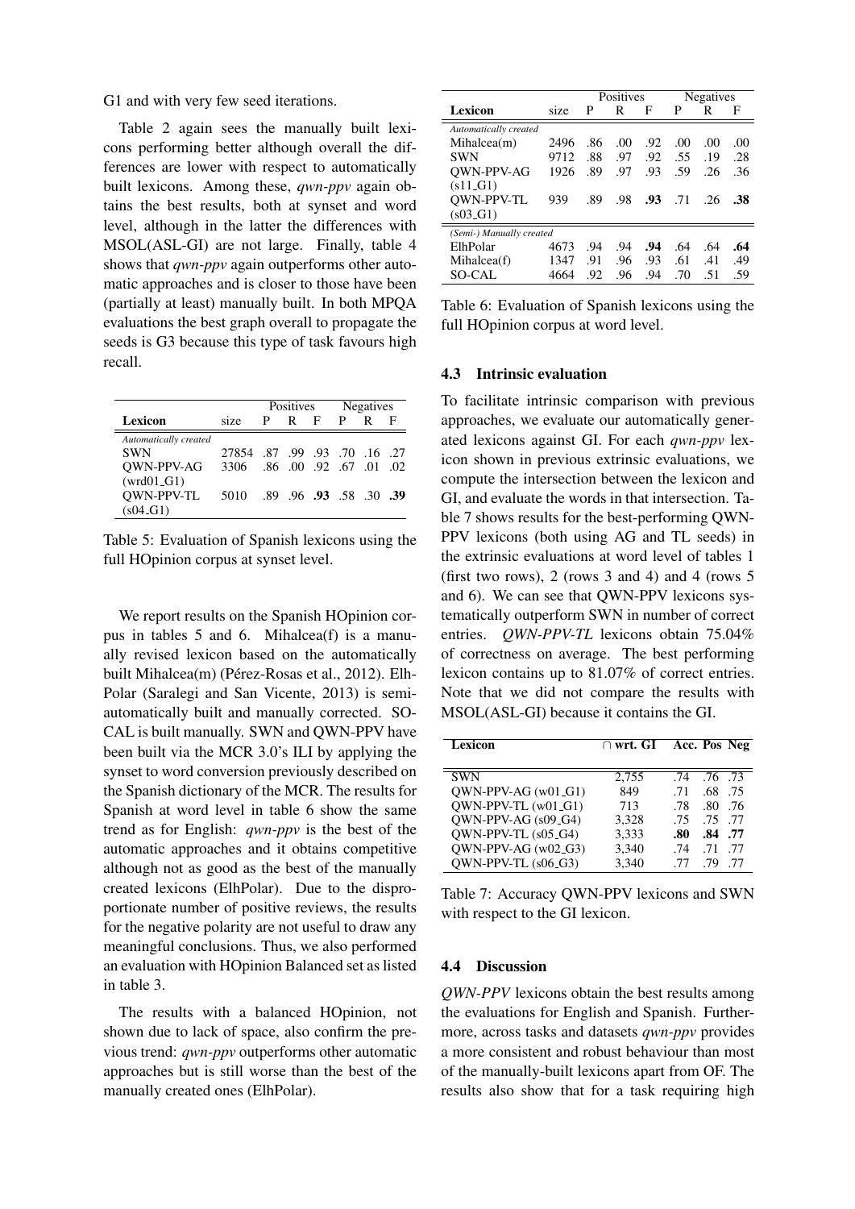G1 and with very few seed iterations.

Table 2 again sees the manually built lexicons performing better although overall the differences are lower with respect to automatically built lexicons. Among these, *qwn-ppv* again obtains the best results, both at synset and word level, although in the latter the differences with MSOL(ASL-GI) are not large. Finally, table 4 shows that *qwn-ppv* again outperforms other automatic approaches and is closer to those have been (partially at least) manually built. In both MPQA evaluations the best graph overall to propagate the seeds is G3 because this type of task favours high recall.

| | | Positives | | | Negatives | | |
|---|---|---|---|---|---|---|---|
| **Lexicon** | size | P | R | F | P | R | F |
| *Automatically created* | | | | | | | |
| SWN | 27854 | .87 | .99 | .93 | .70 | .16 | .27 |
| QWN-PPV-AG (wrd01_G1) | 3306 | .86 | .00 | .92 | .67 | .01 | .02 |
| QWN-PPV-TL (s04_G1) | 5010 | .89 | .96 | **.93** | .58 | .30 | **.39** |

Table 5: Evaluation of Spanish lexicons using the full HOpinion corpus at synset level.

We report results on the Spanish HOpinion corpus in tables 5 and 6. Mihalcea(f) is a manually revised lexicon based on the automatically built Mihalcea(m) (Pérez-Rosas et al., 2012). ElhPolar (Saralegi and San Vicente, 2013) is semi-automatically built and manually corrected. SO-CAL is built manually. SWN and QWN-PPV have been built via the MCR 3.0's ILI by applying the synset to word conversion previously described on the Spanish dictionary of the MCR. The results for Spanish at word level in table 6 show the same trend as for English: *qwn-ppv* is the best of the automatic approaches and it obtains competitive although not as good as the best of the manually created lexicons (ElhPolar). Due to the disproportionate number of positive reviews, the results for the negative polarity are not useful to draw any meaningful conclusions. Thus, we also performed an evaluation with HOpinion Balanced set as listed in table 3.

The results with a balanced HOpinion, not shown due to lack of space, also confirm the previous trend: *qwn-ppv* outperforms other automatic approaches but is still worse than the best of the manually created ones (ElhPolar).

| | | Positives | | | Negatives | | |
|---|---|---|---|---|---|---|---|
| **Lexicon** | size | P | R | F | P | R | F |
| *Automatically created* | | | | | | | |
| Mihalcea(m) | 2496 | .86 | .00 | .92 | .00 | .00 | .00 |
| SWN | 9712 | .88 | .97 | .92 | .55 | .19 | .28 |
| QWN-PPV-AG (s11_G1) | 1926 | .89 | .97 | .93 | .59 | .26 | .36 |
| QWN-PPV-TL (s03_G1) | 939 | .89 | .98 | **.93** | .71 | .26 | **.38** |
| *(Semi-) Manually created* | | | | | | | |
| ElhPolar | 4673 | .94 | .94 | **.94** | .64 | .64 | **.64** |
| Mihalcea(f) | 1347 | .91 | .96 | .93 | .61 | .41 | .49 |
| SO-CAL | 4664 | .92 | .96 | .94 | .70 | .51 | .59 |

Table 6: Evaluation of Spanish lexicons using the full HOpinion corpus at word level.

### 4.3 Intrinsic evaluation

To facilitate intrinsic comparison with previous approaches, we evaluate our automatically generated lexicons against GI. For each *qwn-ppv* lexicon shown in previous extrinsic evaluations, we compute the intersection between the lexicon and GI, and evaluate the words in that intersection. Table 7 shows results for the best-performing QWN-PPV lexicons (both using AG and TL seeds) in the extrinsic evaluations at word level of tables 1 (first two rows), 2 (rows 3 and 4) and 4 (rows 5 and 6). We can see that QWN-PPV lexicons systematically outperform SWN in number of correct entries. *QWN-PPV-TL* lexicons obtain 75.04% of correctness on average. The best performing lexicon contains up to 81.07% of correct entries. Note that we did not compare the results with MSOL(ASL-GI) because it contains the GI.

| **Lexicon** | **∩ wrt. GI** | **Acc.** | **Pos** | **Neg** |
|---|---|---|---|---|
| SWN | 2,755 | .74 | .76 | .73 |
| QWN-PPV-AG (w01_G1) | 849 | .71 | .68 | .75 |
| QWN-PPV-TL (w01_G1) | 713 | .78 | .80 | .76 |
| QWN-PPV-AG (s09_G4) | 3,328 | .75 | .75 | .77 |
| QWN-PPV-TL (s05_G4) | 3,333 | **.80** | **.84** | **.77** |
| QWN-PPV-AG (w02_G3) | 3,340 | .74 | .71 | .77 |
| QWN-PPV-TL (s06_G3) | 3,340 | .77 | .79 | .77 |

Table 7: Accuracy QWN-PPV lexicons and SWN with respect to the GI lexicon.

### 4.4 Discussion

*QWN-PPV* lexicons obtain the best results among the evaluations for English and Spanish. Furthermore, across tasks and datasets *qwn-ppv* provides a more consistent and robust behaviour than most of the manually-built lexicons apart from OF. The results also show that for a task requiring high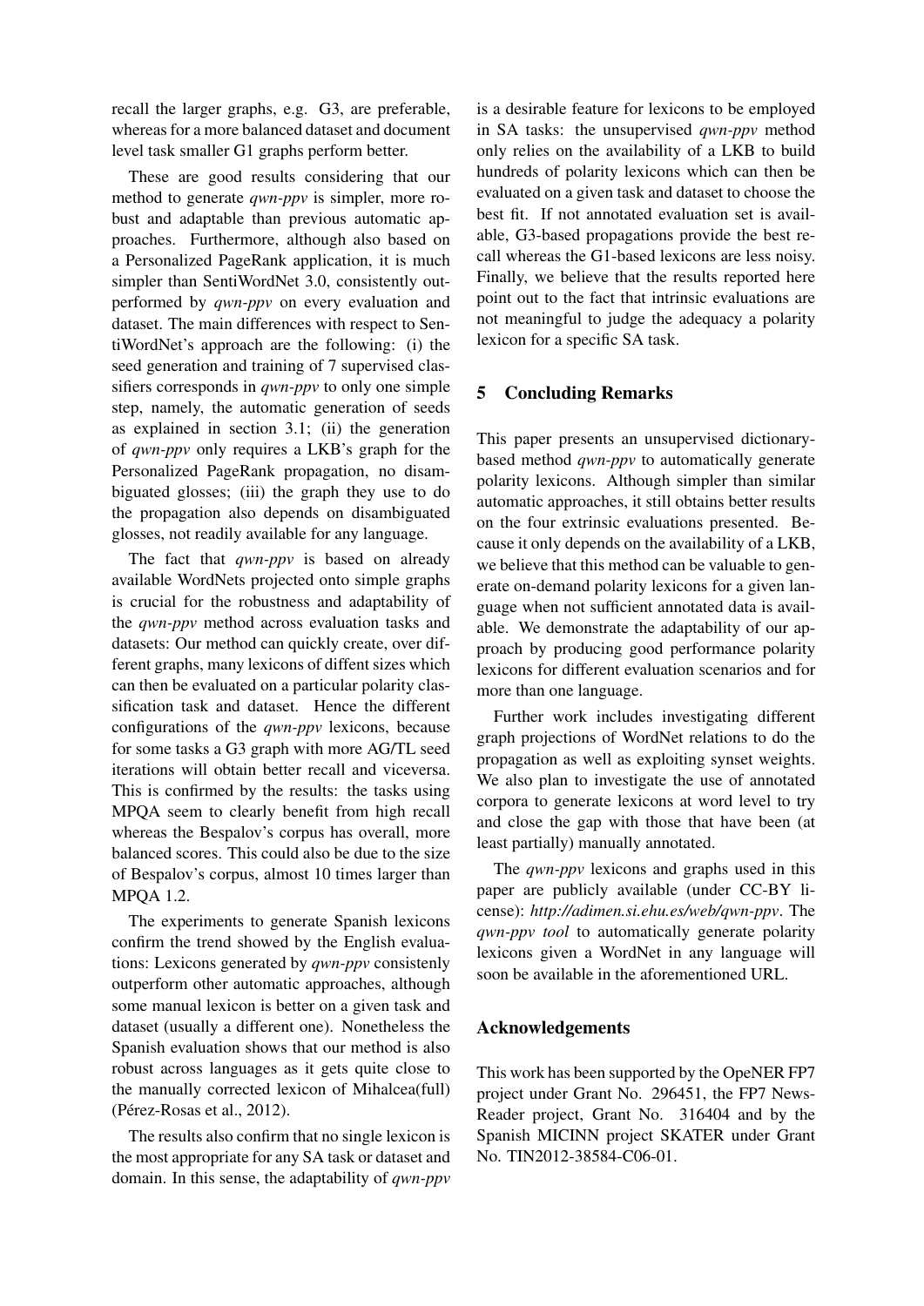recall the larger graphs, e.g. G3, are preferable, whereas for a more balanced dataset and document level task smaller G1 graphs perform better.

These are good results considering that our method to generate *qwn-ppv* is simpler, more robust and adaptable than previous automatic approaches. Furthermore, although also based on a Personalized PageRank application, it is much simpler than SentiWordNet 3.0, consistently outperformed by *qwn-ppv* on every evaluation and dataset. The main differences with respect to SentiWordNet's approach are the following: (i) the seed generation and training of 7 supervised classifiers corresponds in *qwn-ppv* to only one simple step, namely, the automatic generation of seeds as explained in section 3.1; (ii) the generation of *qwn-ppv* only requires a LKB's graph for the Personalized PageRank propagation, no disambiguated glosses; (iii) the graph they use to do the propagation also depends on disambiguated glosses, not readily available for any language.

The fact that *qwn-ppv* is based on already available WordNets projected onto simple graphs is crucial for the robustness and adaptability of the *qwn-ppv* method across evaluation tasks and datasets: Our method can quickly create, over different graphs, many lexicons of diffent sizes which can then be evaluated on a particular polarity classification task and dataset. Hence the different configurations of the *qwn-ppv* lexicons, because for some tasks a G3 graph with more AG/TL seed iterations will obtain better recall and viceversa. This is confirmed by the results: the tasks using MPQA seem to clearly benefit from high recall whereas the Bespalov's corpus has overall, more balanced scores. This could also be due to the size of Bespalov's corpus, almost 10 times larger than MPQA 1.2.

The experiments to generate Spanish lexicons confirm the trend showed by the English evaluations: Lexicons generated by *qwn-ppv* consistenly outperform other automatic approaches, although some manual lexicon is better on a given task and dataset (usually a different one). Nonetheless the Spanish evaluation shows that our method is also robust across languages as it gets quite close to the manually corrected lexicon of Mihalcea(full) (Pérez-Rosas et al., 2012).

The results also confirm that no single lexicon is the most appropriate for any SA task or dataset and domain. In this sense, the adaptability of *qwn-ppv* is a desirable feature for lexicons to be employed in SA tasks: the unsupervised *qwn-ppv* method only relies on the availability of a LKB to build hundreds of polarity lexicons which can then be evaluated on a given task and dataset to choose the best fit. If not annotated evaluation set is available, G3-based propagations provide the best recall whereas the G1-based lexicons are less noisy. Finally, we believe that the results reported here point out to the fact that intrinsic evaluations are not meaningful to judge the adequacy a polarity lexicon for a specific SA task.

## 5 Concluding Remarks

This paper presents an unsupervised dictionary-based method *qwn-ppv* to automatically generate polarity lexicons. Although simpler than similar automatic approaches, it still obtains better results on the four extrinsic evaluations presented. Because it only depends on the availability of a LKB, we believe that this method can be valuable to generate on-demand polarity lexicons for a given language when not sufficient annotated data is available. We demonstrate the adaptability of our approach by producing good performance polarity lexicons for different evaluation scenarios and for more than one language.

Further work includes investigating different graph projections of WordNet relations to do the propagation as well as exploiting synset weights. We also plan to investigate the use of annotated corpora to generate lexicons at word level to try and close the gap with those that have been (at least partially) manually annotated.

The *qwn-ppv* lexicons and graphs used in this paper are publicly available (under CC-BY license): *http://adimen.si.ehu.es/web/qwn-ppv*. The *qwn-ppv tool* to automatically generate polarity lexicons given a WordNet in any language will soon be available in the aforementioned URL.

## Acknowledgements

This work has been supported by the OpeNER FP7 project under Grant No. 296451, the FP7 News-Reader project, Grant No. 316404 and by the Spanish MICINN project SKATER under Grant No. TIN2012-38584-C06-01.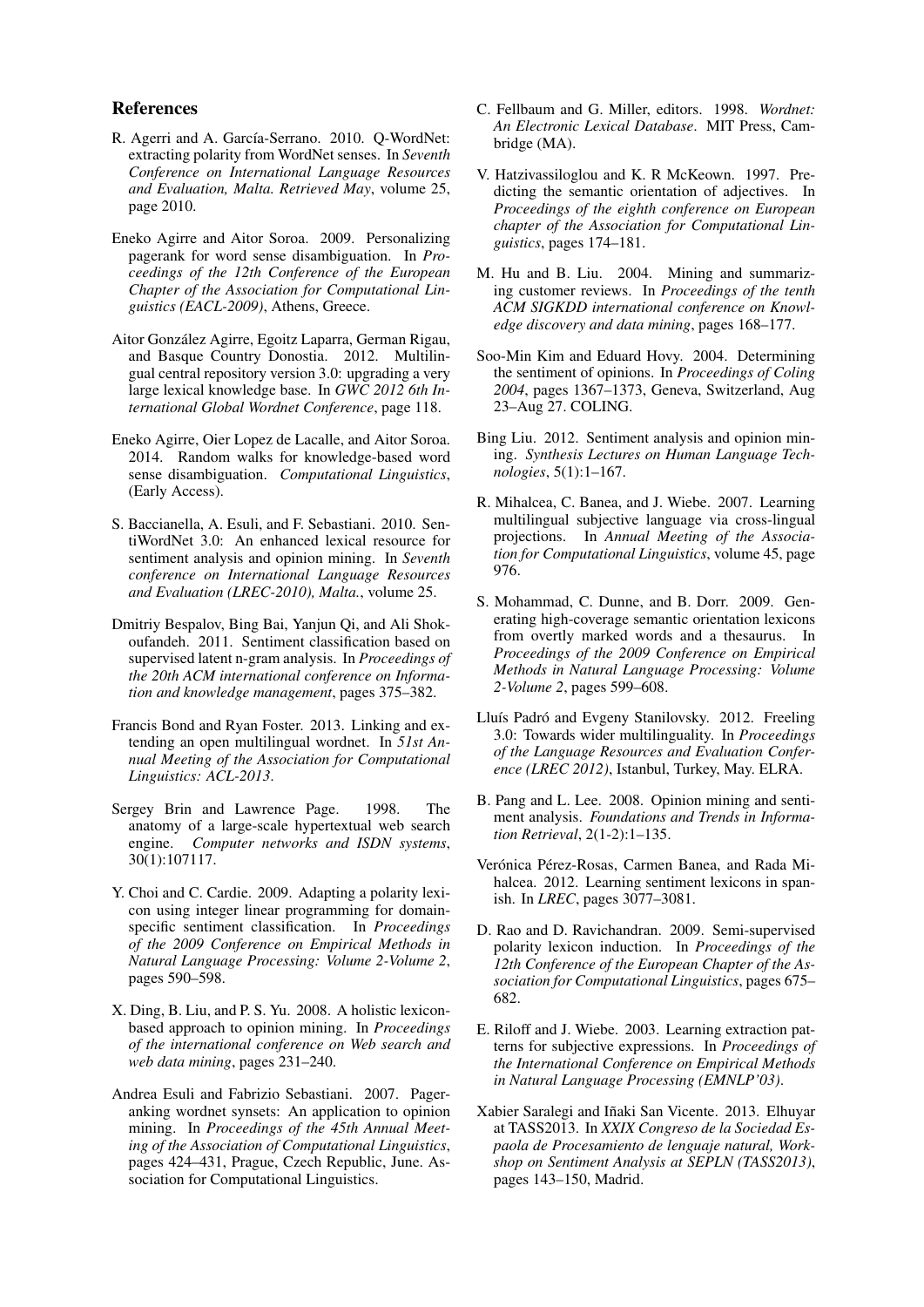## References

R. Agerri and A. García-Serrano. 2010. Q-WordNet: extracting polarity from WordNet senses. In *Seventh Conference on International Language Resources and Evaluation, Malta. Retrieved May*, volume 25, page 2010.

Eneko Agirre and Aitor Soroa. 2009. Personalizing pagerank for word sense disambiguation. In *Proceedings of the 12th Conference of the European Chapter of the Association for Computational Linguistics (EACL-2009)*, Athens, Greece.

Aitor González Agirre, Egoitz Laparra, German Rigau, and Basque Country Donostia. 2012. Multilingual central repository version 3.0: upgrading a very large lexical knowledge base. In *GWC 2012 6th International Global Wordnet Conference*, page 118.

Eneko Agirre, Oier Lopez de Lacalle, and Aitor Soroa. 2014. Random walks for knowledge-based word sense disambiguation. *Computational Linguistics*, (Early Access).

S. Baccianella, A. Esuli, and F. Sebastiani. 2010. SentiWordNet 3.0: An enhanced lexical resource for sentiment analysis and opinion mining. In *Seventh conference on International Language Resources and Evaluation (LREC-2010), Malta.*, volume 25.

Dmitriy Bespalov, Bing Bai, Yanjun Qi, and Ali Shokoufandeh. 2011. Sentiment classification based on supervised latent n-gram analysis. In *Proceedings of the 20th ACM international conference on Information and knowledge management*, pages 375–382.

Francis Bond and Ryan Foster. 2013. Linking and extending an open multilingual wordnet. In *51st Annual Meeting of the Association for Computational Linguistics: ACL-2013*.

Sergey Brin and Lawrence Page. 1998. The anatomy of a large-scale hypertextual web search engine. *Computer networks and ISDN systems*, 30(1):107117.

Y. Choi and C. Cardie. 2009. Adapting a polarity lexicon using integer linear programming for domain-specific sentiment classification. In *Proceedings of the 2009 Conference on Empirical Methods in Natural Language Processing: Volume 2-Volume 2*, pages 590–598.

X. Ding, B. Liu, and P. S. Yu. 2008. A holistic lexicon-based approach to opinion mining. In *Proceedings of the international conference on Web search and web data mining*, pages 231–240.

Andrea Esuli and Fabrizio Sebastiani. 2007. Pageranking wordnet synsets: An application to opinion mining. In *Proceedings of the 45th Annual Meeting of the Association of Computational Linguistics*, pages 424–431, Prague, Czech Republic, June. Association for Computational Linguistics.

C. Fellbaum and G. Miller, editors. 1998. *Wordnet: An Electronic Lexical Database*. MIT Press, Cambridge (MA).

V. Hatzivassiloglou and K. R McKeown. 1997. Predicting the semantic orientation of adjectives. In *Proceedings of the eighth conference on European chapter of the Association for Computational Linguistics*, pages 174–181.

M. Hu and B. Liu. 2004. Mining and summarizing customer reviews. In *Proceedings of the tenth ACM SIGKDD international conference on Knowledge discovery and data mining*, pages 168–177.

Soo-Min Kim and Eduard Hovy. 2004. Determining the sentiment of opinions. In *Proceedings of Coling 2004*, pages 1367–1373, Geneva, Switzerland, Aug 23–Aug 27. COLING.

Bing Liu. 2012. Sentiment analysis and opinion mining. *Synthesis Lectures on Human Language Technologies*, 5(1):1–167.

R. Mihalcea, C. Banea, and J. Wiebe. 2007. Learning multilingual subjective language via cross-lingual projections. In *Annual Meeting of the Association for Computational Linguistics*, volume 45, page 976.

S. Mohammad, C. Dunne, and B. Dorr. 2009. Generating high-coverage semantic orientation lexicons from overtly marked words and a thesaurus. In *Proceedings of the 2009 Conference on Empirical Methods in Natural Language Processing: Volume 2-Volume 2*, pages 599–608.

Lluís Padró and Evgeny Stanilovsky. 2012. Freeling 3.0: Towards wider multilinguality. In *Proceedings of the Language Resources and Evaluation Conference (LREC 2012)*, Istanbul, Turkey, May. ELRA.

B. Pang and L. Lee. 2008. Opinion mining and sentiment analysis. *Foundations and Trends in Information Retrieval*, 2(1-2):1–135.

Verónica Pérez-Rosas, Carmen Banea, and Rada Mihalcea. 2012. Learning sentiment lexicons in spanish. In *LREC*, pages 3077–3081.

D. Rao and D. Ravichandran. 2009. Semi-supervised polarity lexicon induction. In *Proceedings of the 12th Conference of the European Chapter of the Association for Computational Linguistics*, pages 675–682.

E. Riloff and J. Wiebe. 2003. Learning extraction patterns for subjective expressions. In *Proceedings of the International Conference on Empirical Methods in Natural Language Processing (EMNLP'03)*.

Xabier Saralegi and Iñaki San Vicente. 2013. Elhuyar at TASS2013. In *XXIX Congreso de la Sociedad Espaola de Procesamiento de lenguaje natural, Workshop on Sentiment Analysis at SEPLN (TASS2013)*, pages 143–150, Madrid.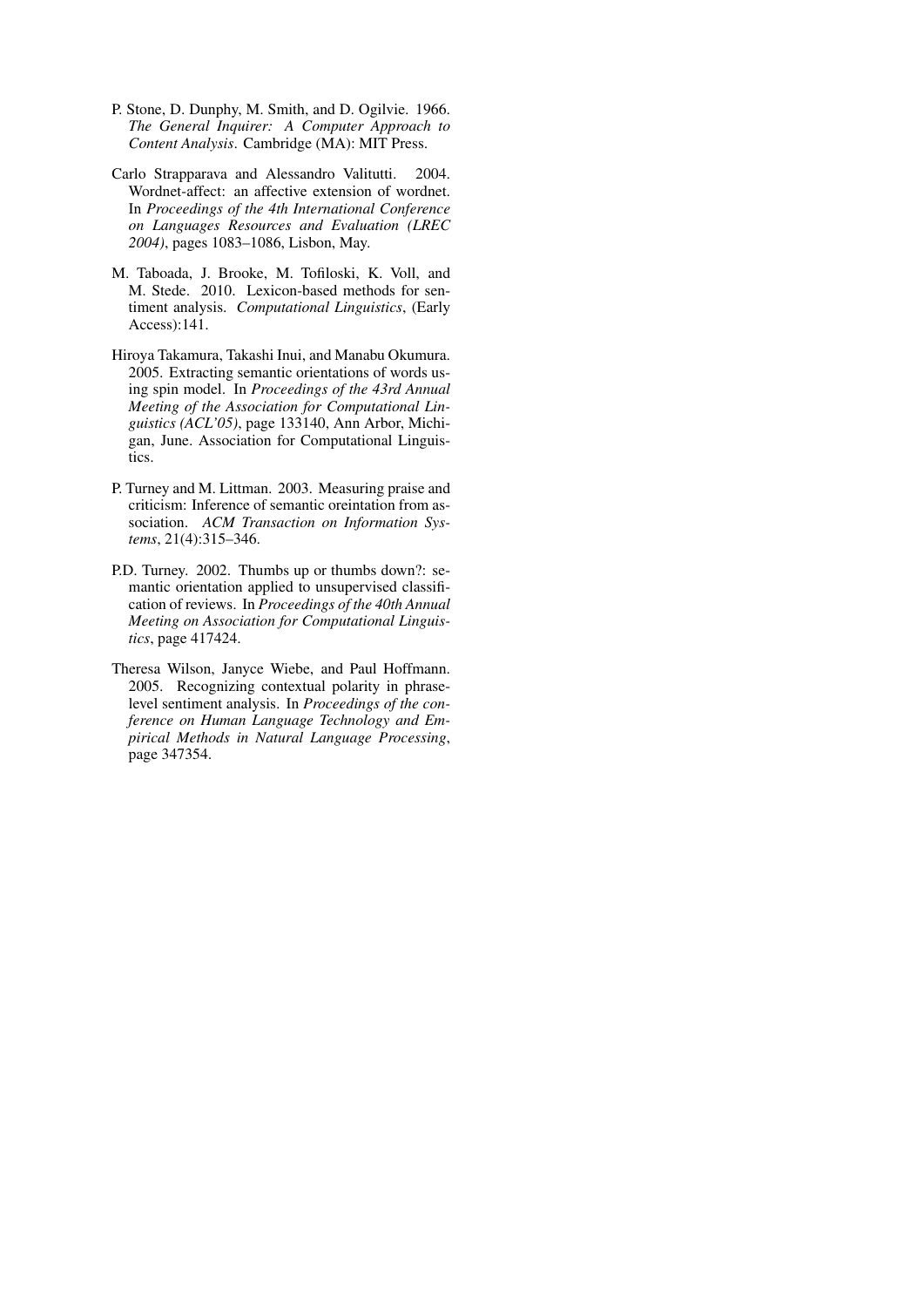P. Stone, D. Dunphy, M. Smith, and D. Ogilvie. 1966. *The General Inquirer: A Computer Approach to Content Analysis*. Cambridge (MA): MIT Press.

Carlo Strapparava and Alessandro Valitutti. 2004. Wordnet-affect: an affective extension of wordnet. In *Proceedings of the 4th International Conference on Languages Resources and Evaluation (LREC 2004)*, pages 1083–1086, Lisbon, May.

M. Taboada, J. Brooke, M. Tofiloski, K. Voll, and M. Stede. 2010. Lexicon-based methods for sentiment analysis. *Computational Linguistics*, (Early Access):141.

Hiroya Takamura, Takashi Inui, and Manabu Okumura. 2005. Extracting semantic orientations of words using spin model. In *Proceedings of the 43rd Annual Meeting of the Association for Computational Linguistics (ACL'05)*, page 133140, Ann Arbor, Michigan, June. Association for Computational Linguistics.

P. Turney and M. Littman. 2003. Measuring praise and criticism: Inference of semantic oreintation from association. *ACM Transaction on Information Systems*, 21(4):315–346.

P.D. Turney. 2002. Thumbs up or thumbs down?: semantic orientation applied to unsupervised classification of reviews. In *Proceedings of the 40th Annual Meeting on Association for Computational Linguistics*, page 417424.

Theresa Wilson, Janyce Wiebe, and Paul Hoffmann. 2005. Recognizing contextual polarity in phrase-level sentiment analysis. In *Proceedings of the conference on Human Language Technology and Empirical Methods in Natural Language Processing*, page 347354.